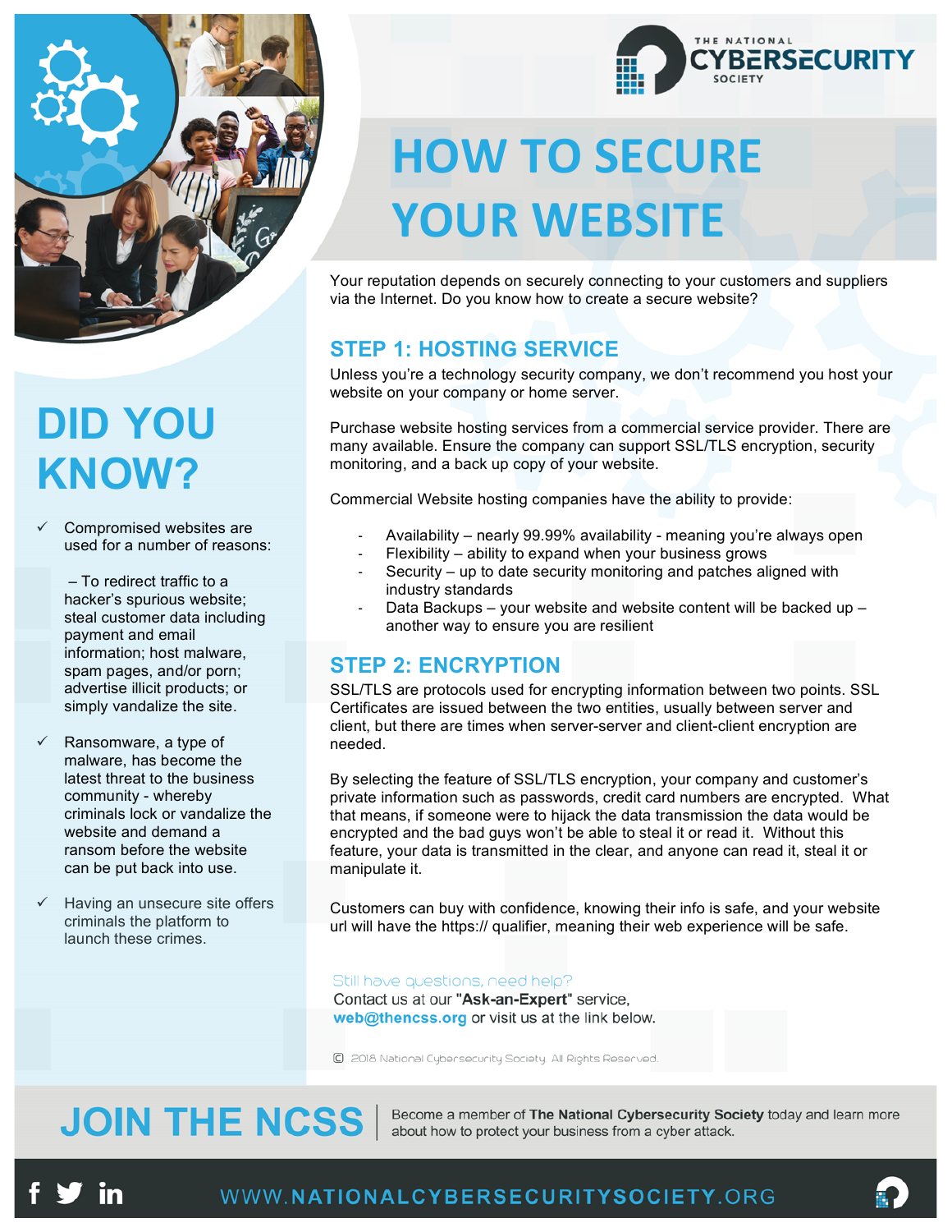THE NATIONAL CYBERSECURITY SOCIETY

# HOW TO SECURE YOUR WEBSITE

Your reputation depends on securely connecting to your customers and suppliers via the Internet. Do you know how to create a secure website?

## STEP 1: HOSTING SERVICE

Unless you're a technology security company, we don't recommend you host your website on your company or home server.

Purchase website hosting services from a commercial service provider. There are many available. Ensure the company can support SSL/TLS encryption, security monitoring, and a back up copy of your website.

Commercial Website hosting companies have the ability to provide:

- Availability – nearly 99.99% availability - meaning you're always open
- Flexibility – ability to expand when your business grows
- Security – up to date security monitoring and patches aligned with industry standards
- Data Backups – your website and website content will be backed up – another way to ensure you are resilient

## STEP 2: ENCRYPTION

SSL/TLS are protocols used for encrypting information between two points. SSL Certificates are issued between the two entities, usually between server and client, but there are times when server-server and client-client encryption are needed.

By selecting the feature of SSL/TLS encryption, your company and customer's private information such as passwords, credit card numbers are encrypted. What that means, if someone were to hijack the data transmission the data would be encrypted and the bad guys won't be able to steal it or read it. Without this feature, your data is transmitted in the clear, and anyone can read it, steal it or manipulate it.

Customers can buy with confidence, knowing their info is safe, and your website url will have the https:// qualifier, meaning their web experience will be safe.

Still have questions, need help?
Contact us at our "**Ask-an-Expert**" service, **web@thencss.org** or visit us at the link below.

© 2018 National Cybersecurity Society. All Rights Reserved.

## DID YOU KNOW?

- ✓ Compromised websites are used for a number of reasons:

  – To redirect traffic to a hacker's spurious website; steal customer data including payment and email information; host malware, spam pages, and/or porn; advertise illicit products; or simply vandalize the site.

- ✓ Ransomware, a type of malware, has become the latest threat to the business community - whereby criminals lock or vandalize the website and demand a ransom before the website can be put back into use.

- ✓ Having an unsecure site offers criminals the platform to launch these crimes.

## JOIN THE NCSS

Become a member of **The National Cybersecurity Society** today and learn more about how to protect your business from a cyber attack.

WWW.NATIONALCYBERSECURITYSOCIETY.ORG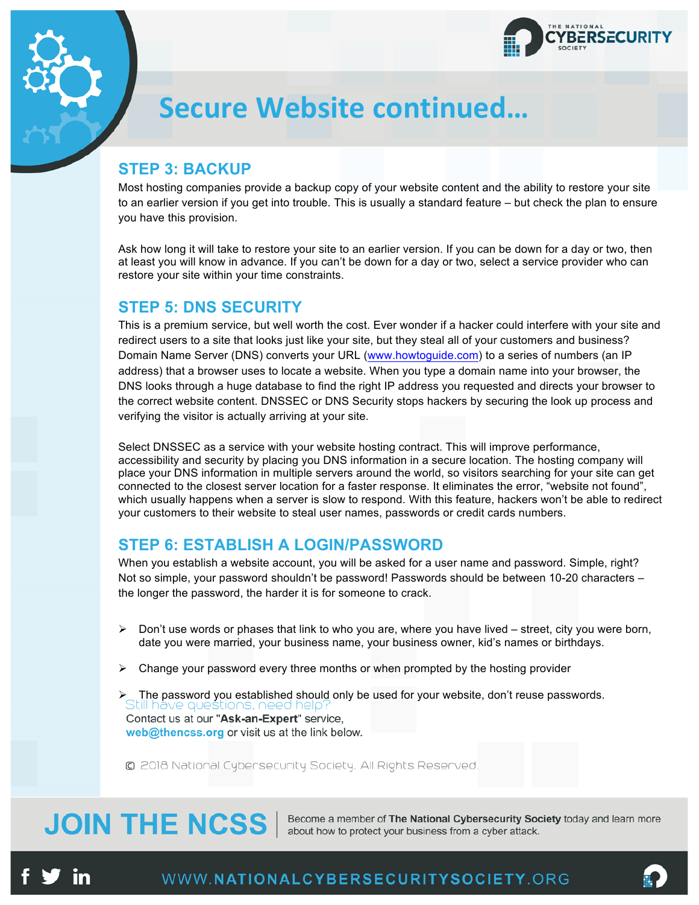# Secure Website continued…

## STEP 3: BACKUP

Most hosting companies provide a backup copy of your website content and the ability to restore your site to an earlier version if you get into trouble. This is usually a standard feature – but check the plan to ensure you have this provision.

Ask how long it will take to restore your site to an earlier version. If you can be down for a day or two, then at least you will know in advance. If you can't be down for a day or two, select a service provider who can restore your site within your time constraints.

## STEP 5: DNS SECURITY

This is a premium service, but well worth the cost. Ever wonder if a hacker could interfere with your site and redirect users to a site that looks just like your site, but they steal all of your customers and business? Domain Name Server (DNS) converts your URL (www.howtoguide.com) to a series of numbers (an IP address) that a browser uses to locate a website. When you type a domain name into your browser, the DNS looks through a huge database to find the right IP address you requested and directs your browser to the correct website content. DNSSEC or DNS Security stops hackers by securing the look up process and verifying the visitor is actually arriving at your site.

Select DNSSEC as a service with your website hosting contract. This will improve performance, accessibility and security by placing you DNS information in a secure location. The hosting company will place your DNS information in multiple servers around the world, so visitors searching for your site can get connected to the closest server location for a faster response. It eliminates the error, "website not found", which usually happens when a server is slow to respond. With this feature, hackers won't be able to redirect your customers to their website to steal user names, passwords or credit cards numbers.

## STEP 6: ESTABLISH A LOGIN/PASSWORD

When you establish a website account, you will be asked for a user name and password. Simple, right? Not so simple, your password shouldn't be password! Passwords should be between 10-20 characters – the longer the password, the harder it is for someone to crack.

- Don't use words or phases that link to who you are, where you have lived – street, city you were born, date you were married, your business name, your business owner, kid's names or birthdays.
- Change your password every three months or when prompted by the hosting provider
- The password you established should only be used for your website, don't reuse passwords.

Still have questions, need help?
Contact us at our "**Ask-an-Expert**" service, **web@thencss.org** or visit us at the link below.

© 2018 National Cybersecurity Society. All Rights Reserved.

**JOIN THE NCSS**

Become a member of **The National Cybersecurity Society** today and learn more about how to protect your business from a cyber attack.

WWW.NATIONALCYBERSECURITYSOCIETY.ORG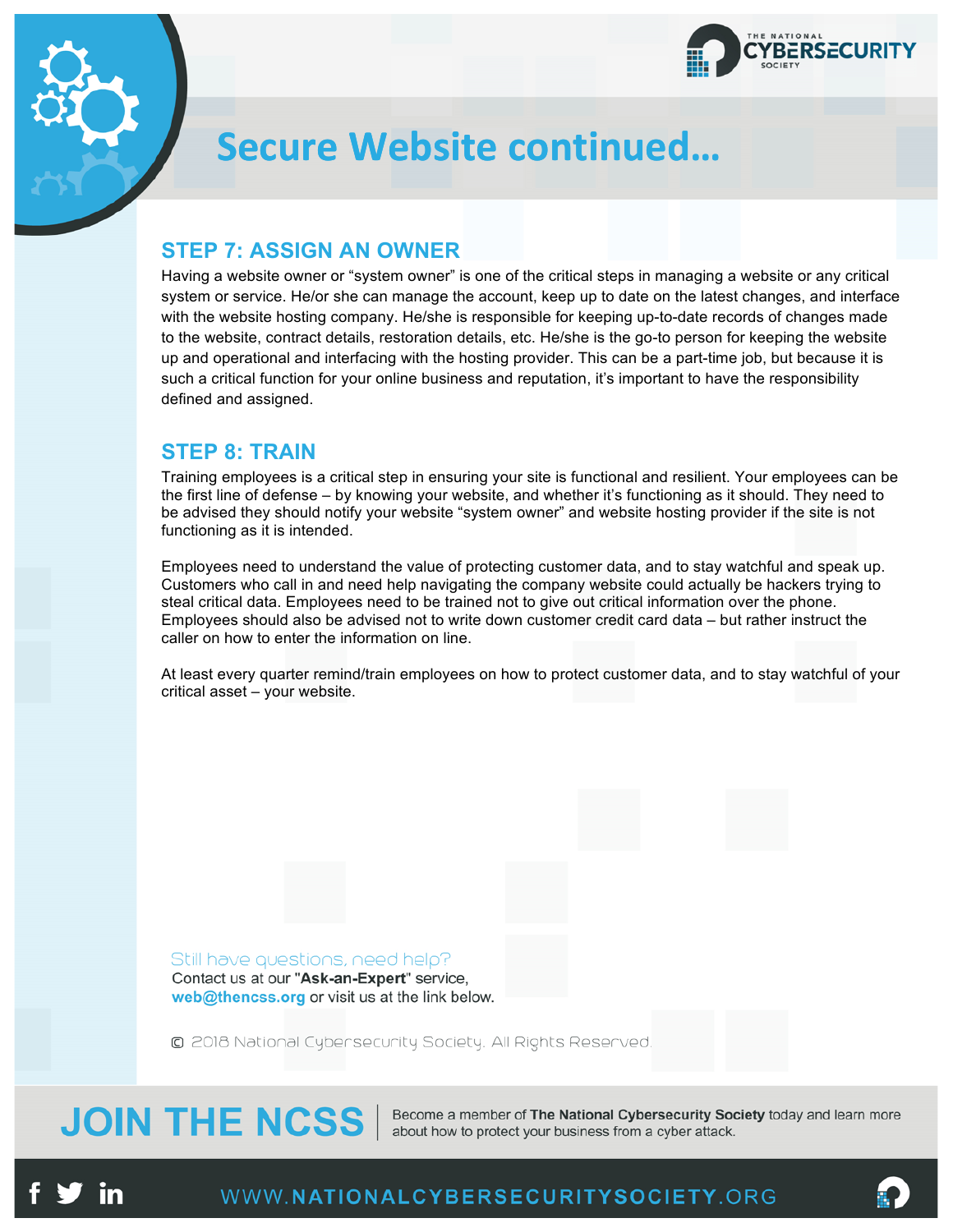# Secure Website continued…

## STEP 7: ASSIGN AN OWNER

Having a website owner or "system owner" is one of the critical steps in managing a website or any critical system or service. He/or she can manage the account, keep up to date on the latest changes, and interface with the website hosting company. He/she is responsible for keeping up-to-date records of changes made to the website, contract details, restoration details, etc. He/she is the go-to person for keeping the website up and operational and interfacing with the hosting provider. This can be a part-time job, but because it is such a critical function for your online business and reputation, it's important to have the responsibility defined and assigned.

## STEP 8: TRAIN

Training employees is a critical step in ensuring your site is functional and resilient. Your employees can be the first line of defense – by knowing your website, and whether it's functioning as it should. They need to be advised they should notify your website "system owner" and website hosting provider if the site is not functioning as it is intended.

Employees need to understand the value of protecting customer data, and to stay watchful and speak up. Customers who call in and need help navigating the company website could actually be hackers trying to steal critical data. Employees need to be trained not to give out critical information over the phone. Employees should also be advised not to write down customer credit card data – but rather instruct the caller on how to enter the information on line.

At least every quarter remind/train employees on how to protect customer data, and to stay watchful of your critical asset – your website.

Still have questions, need help?
Contact us at our "**Ask-an-Expert**" service, **web@thencss.org** or visit us at the link below.

© 2018 National Cybersecurity Society. All Rights Reserved.

**JOIN THE NCSS**

Become a member of **The National Cybersecurity Society** today and learn more about how to protect your business from a cyber attack.

WWW.**NATIONALCYBERSECURITYSOCIETY**.ORG